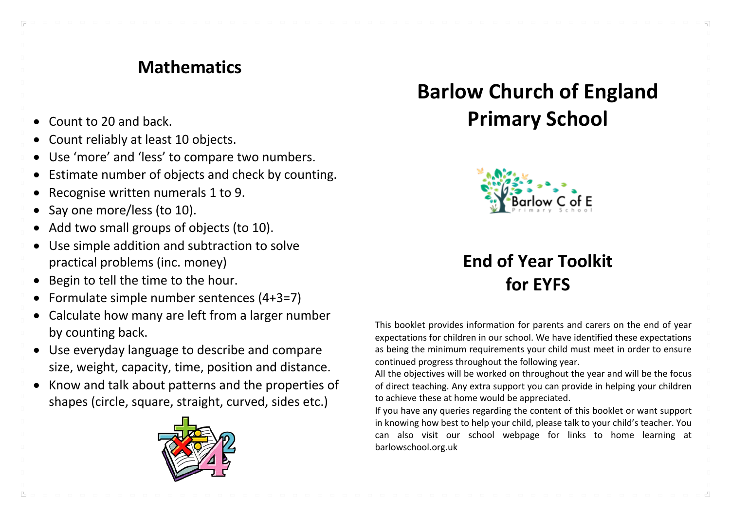## Mathematics

- Count to 20 and back.
- Count reliably at least 10 objects.
- Use 'more' and 'less' to compare two numbers.
- Estimate number of objects and check by counting.
- Recognise written numerals 1 to 9.
- Say one more/less (to 10).
- Add two small groups of objects (to 10).
- Use simple addition and subtraction to solve practical problems (inc. money)
- Begin to tell the time to the hour.
- Formulate simple number sentences (4+3=7)
- Calculate how many are left from a larger number by counting back.
- Use everyday language to describe and compare size, weight, capacity, time, position and distance.
- Know and talk about patterns and the properties of shapes (circle, square, straight, curved, sides etc.)

# Barlow Church of England Primary School

## End of Year Toolkit for EYFS

This booklet provides information for parents and carers on the end of year expectations for children in our school. We have identified these expectations as being the minimum requirements your child must meet in order to ensure continued progress throughout the following year.

All the objectives will be worked on throughout the year and will be the focus of direct teaching. Any extra support you can provide in helping your children to achieve these at home would be appreciated.

If you have any queries regarding the content of this booklet or want support in knowing how best to help your child, please talk to your child's teacher. You can also visit our school webpage for links to home learning at barlowschool.org.uk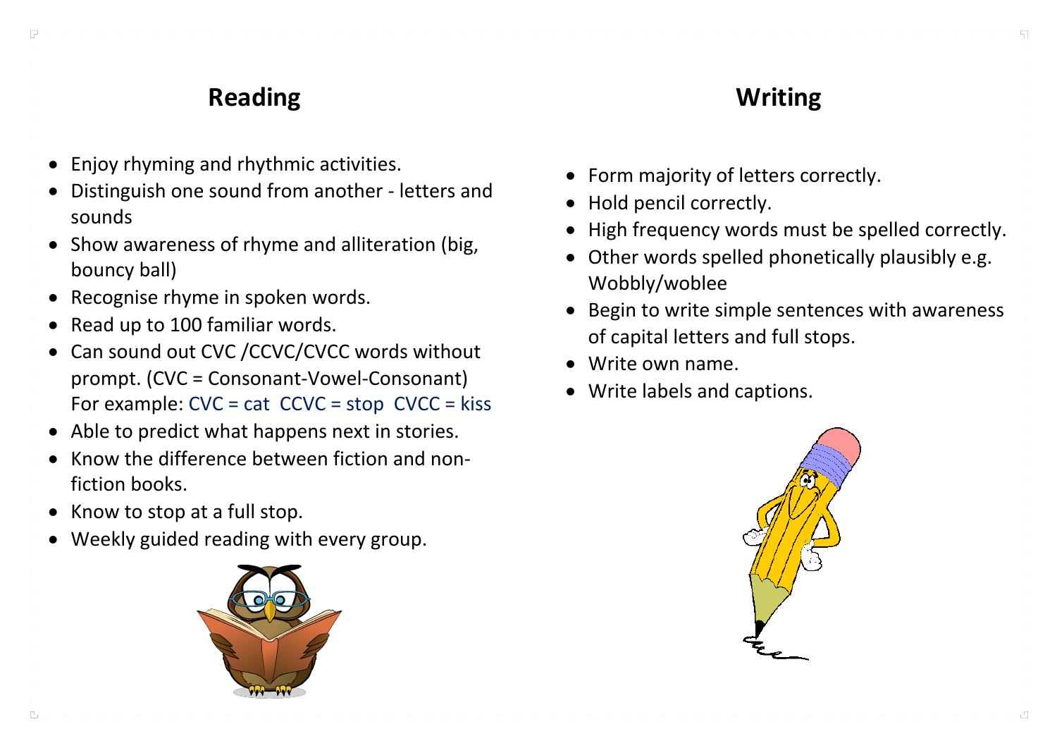## Reading

- Enjoy rhyming and rhythmic activities.
- Distinguish one sound from another - letters and sounds
- Show awareness of rhyme and alliteration (big, bouncy ball)
- Recognise rhyme in spoken words.
- Read up to 100 familiar words.
- Can sound out CVC /CCVC/CVCC words without prompt. (CVC = Consonant-Vowel-Consonant) For example: CVC = cat  CCVC = stop  CVCC = kiss
- Able to predict what happens next in stories.
- Know the difference between fiction and non-fiction books.
- Know to stop at a full stop.
- Weekly guided reading with every group.

## Writing

- Form majority of letters correctly.
- Hold pencil correctly.
- High frequency words must be spelled correctly.
- Other words spelled phonetically plausibly e.g. Wobbly/woblee
- Begin to write simple sentences with awareness of capital letters and full stops.
- Write own name.
- Write labels and captions.